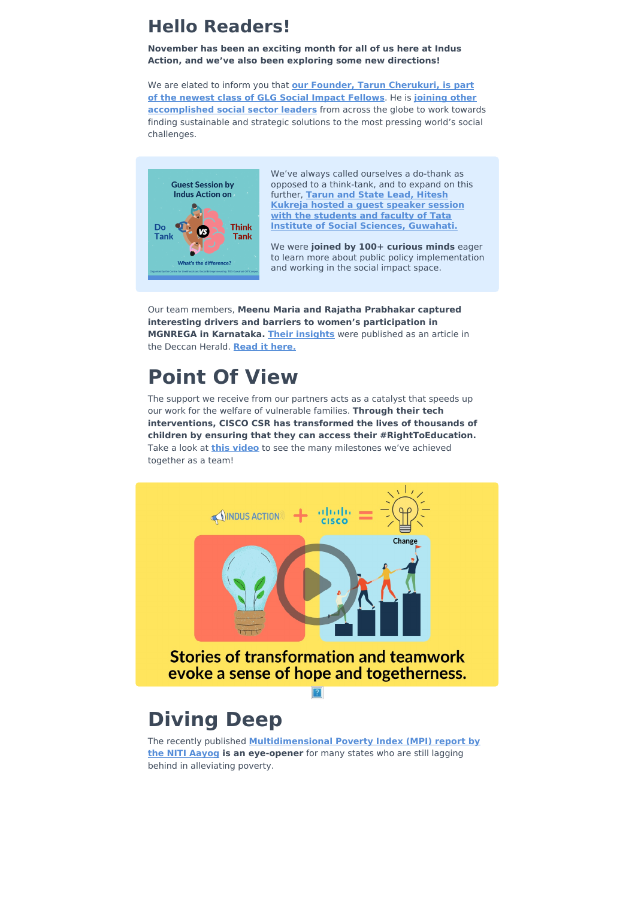# Hello Readers!

**November has been an exciting month for all of us here at Indus Action, and we've also been exploring some new directions!**

We are elated to inform you that **our Founder, Tarun Cherukuri, is part of the newest class of GLG Social Impact Fellows**. He is **joining other accomplished social sector leaders** from across the globe to work towards finding sustainable and strategic solutions to the most pressing world's social challenges.

We've always called ourselves a do-thank as opposed to a think-tank, and to expand on this further, **Tarun and State Lead, Hitesh Kukreja hosted a guest speaker session with the students and faculty of Tata Institute of Social Sciences, Guwahati.**

We were **joined by 100+ curious minds** eager to learn more about public policy implementation and working in the social impact space.

Our team members, **Meenu Maria and Rajatha Prabhakar captured interesting drivers and barriers to women's participation in MGNREGA in Karnataka.** **Their insights** were published as an article in the Deccan Herald. **Read it here.**

# Point Of View

The support we receive from our partners acts as a catalyst that speeds up our work for the welfare of vulnerable families. **Through their tech interventions, CISCO CSR has transformed the lives of thousands of children by ensuring that they can access their #RightToEducation.** Take a look at **this video** to see the many milestones we've achieved together as a team!

# Diving Deep

The recently published **Multidimensional Poverty Index (MPI) report by the NITI Aayog** **is an eye-opener** for many states who are still lagging behind in alleviating poverty.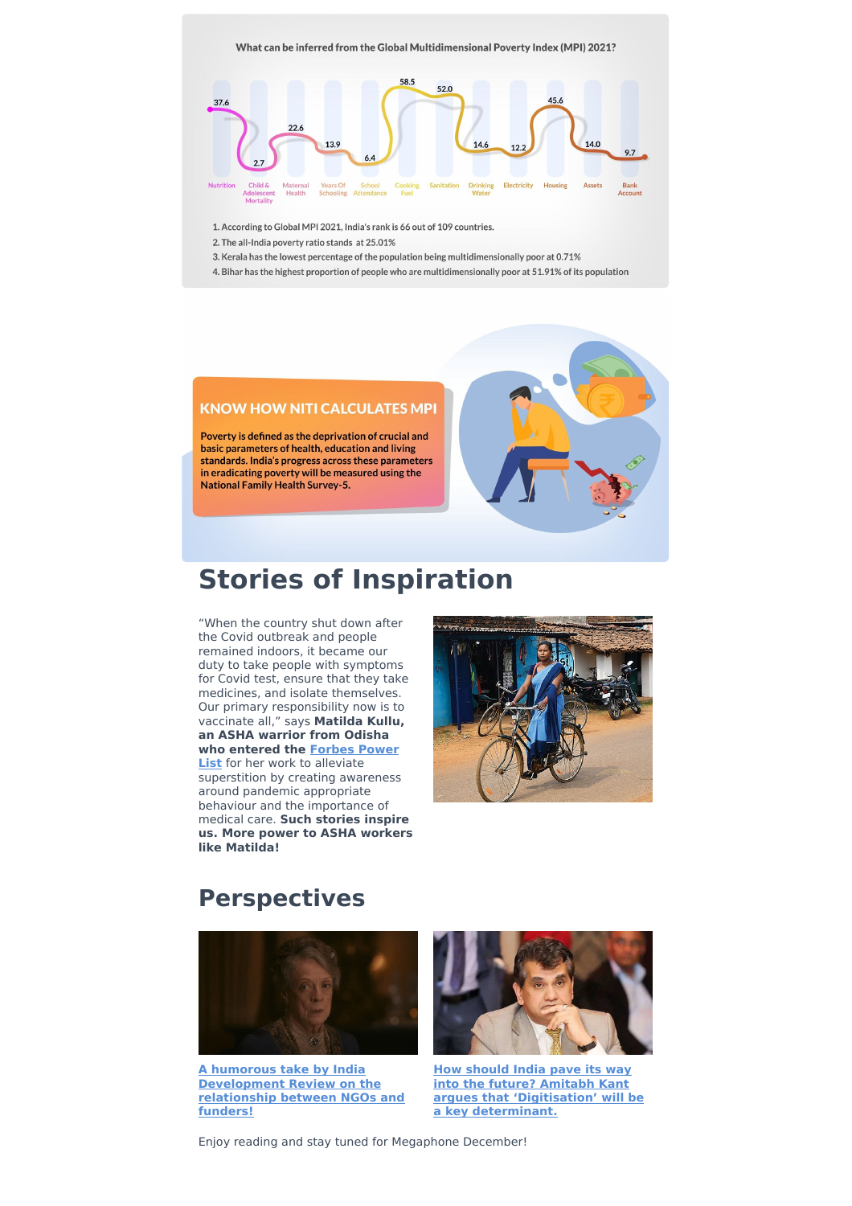What can be inferred from the Global Multidimensional Poverty Index (MPI) 2021?

| Nutrition | Child & Adolescent Mortality | Maternal Health | Years Of Schooling | School Attendance | Cooking Fuel | Sanitation | Drinking Water | Electricity | Housing | Assets | Bank Account |
|---|---|---|---|---|---|---|---|---|---|---|---|
| 37.6 | 2.7 | 22.6 | 13.9 | 6.4 | 58.5 | 52.0 | 14.6 | 12.2 | 45.6 | 14.0 | 9.7 |

1. According to Global MPI 2021, India's rank is 66 out of 109 countries.
2. The all-India poverty ratio stands at 25.01%
3. Kerala has the lowest percentage of the population being multidimensionally poor at 0.71%
4. Bihar has the highest proportion of people who are multidimensionally poor at 51.91% of its population

**KNOW HOW NITI CALCULATES MPI**

Poverty is defined as the deprivation of crucial and basic parameters of health, education and living standards. India's progress across these parameters in eradicating poverty will be measured using the National Family Health Survey-5.

# Stories of Inspiration

"When the country shut down after the Covid outbreak and people remained indoors, it became our duty to take people with symptoms for Covid test, ensure that they take medicines, and isolate themselves. Our primary responsibility now is to vaccinate all," says **Matilda Kullu, an ASHA warrior from Odisha who entered the Forbes Power List** for her work to alleviate superstition by creating awareness around pandemic appropriate behaviour and the importance of medical care. **Such stories inspire us. More power to ASHA workers like Matilda!**

# Perspectives

**A humorous take by India Development Review on the relationship between NGOs and funders!**

**How should India pave its way into the future? Amitabh Kant argues that 'Digitisation' will be a key determinant.**

Enjoy reading and stay tuned for Megaphone December!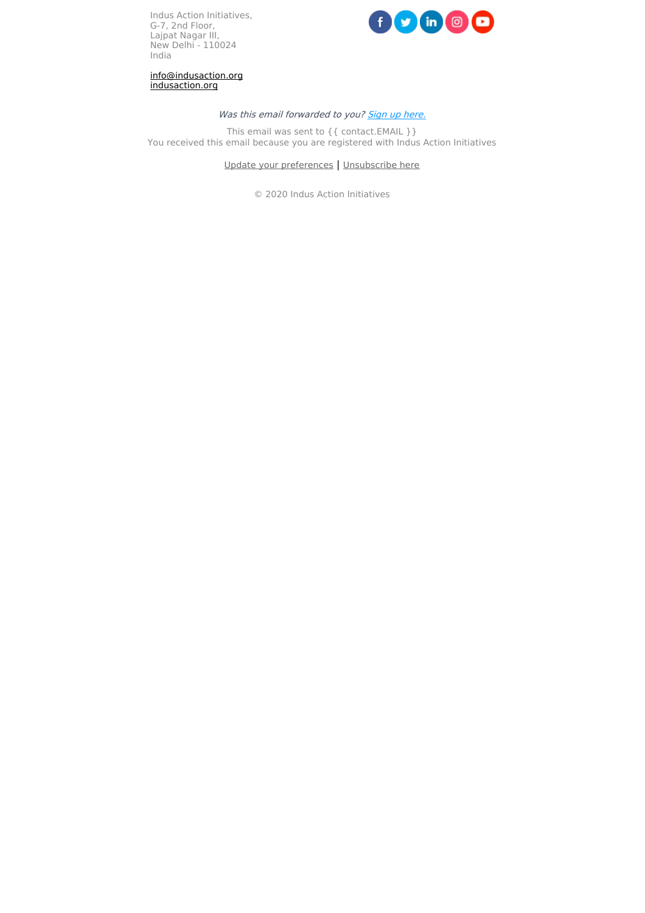Indus Action Initiatives,
G-7, 2nd Floor,
Lajpat Nagar III,
New Delhi - 110024
India

info@indusaction.org
indusaction.org

*Was this email forwarded to you? Sign up here.*

This email was sent to {{ contact.EMAIL }}
You received this email because you are registered with Indus Action Initiatives

Update your preferences | Unsubscribe here

© 2020 Indus Action Initiatives